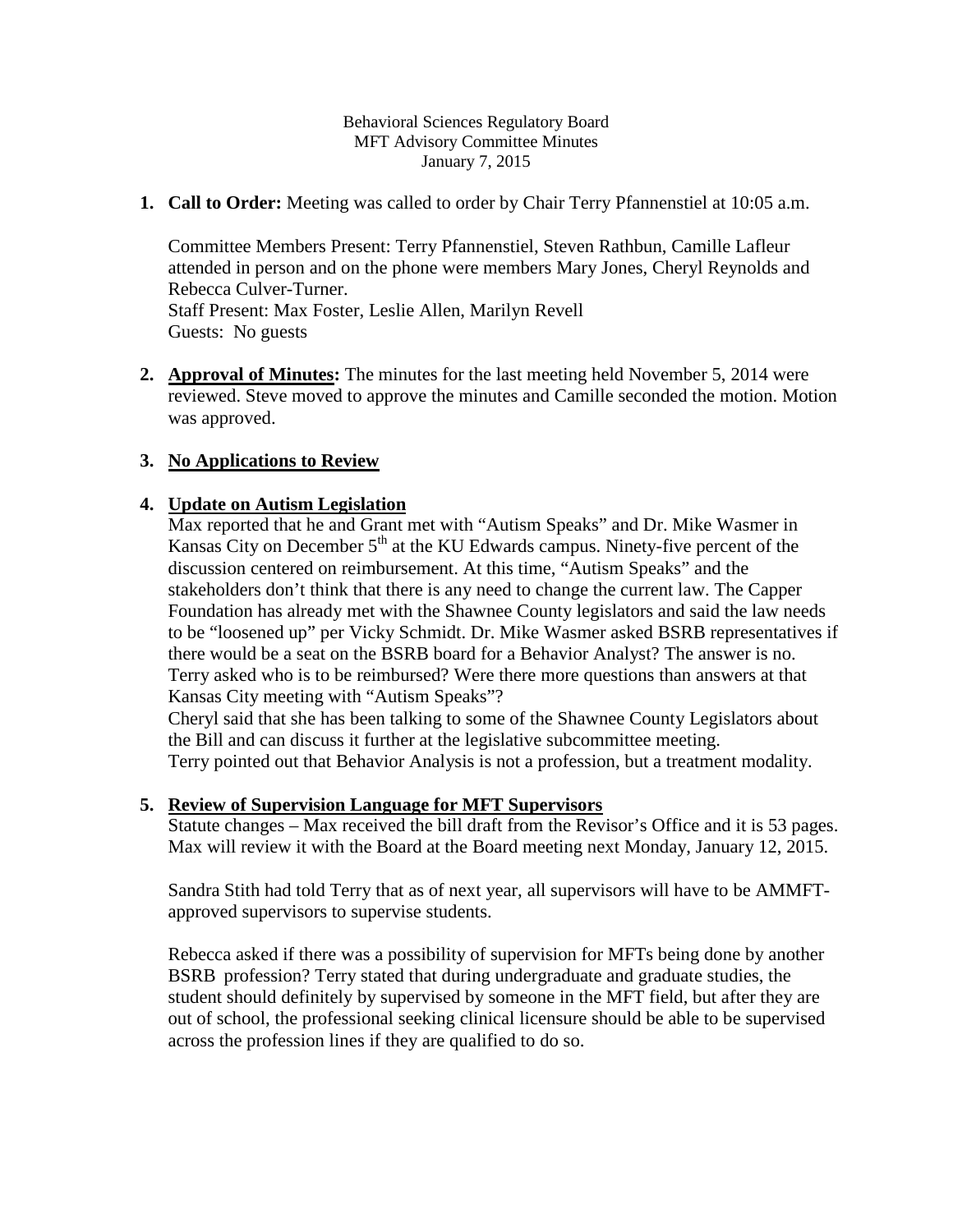Behavioral Sciences Regulatory Board
MFT Advisory Committee Minutes
January 7, 2015

1. **Call to Order:** Meeting was called to order by Chair Terry Pfannenstiel at 10:05 a.m.

   Committee Members Present: Terry Pfannenstiel, Steven Rathbun, Camille Lafleur attended in person and on the phone were members Mary Jones, Cheryl Reynolds and Rebecca Culver-Turner.
   Staff Present: Max Foster, Leslie Allen, Marilyn Revell
   Guests: No guests

2. **Approval of Minutes:** The minutes for the last meeting held November 5, 2014 were reviewed. Steve moved to approve the minutes and Camille seconded the motion. Motion was approved.

3. **No Applications to Review**

4. **Update on Autism Legislation**
   Max reported that he and Grant met with "Autism Speaks" and Dr. Mike Wasmer in Kansas City on December 5th at the KU Edwards campus. Ninety-five percent of the discussion centered on reimbursement. At this time, "Autism Speaks" and the stakeholders don't think that there is any need to change the current law. The Capper Foundation has already met with the Shawnee County legislators and said the law needs to be "loosened up" per Vicky Schmidt. Dr. Mike Wasmer asked BSRB representatives if there would be a seat on the BSRB board for a Behavior Analyst? The answer is no. Terry asked who is to be reimbursed? Were there more questions than answers at that Kansas City meeting with "Autism Speaks"?
   Cheryl said that she has been talking to some of the Shawnee County Legislators about the Bill and can discuss it further at the legislative subcommittee meeting.
   Terry pointed out that Behavior Analysis is not a profession, but a treatment modality.

5. **Review of Supervision Language for MFT Supervisors**
   Statute changes – Max received the bill draft from the Revisor's Office and it is 53 pages. Max will review it with the Board at the Board meeting next Monday, January 12, 2015.

   Sandra Stith had told Terry that as of next year, all supervisors will have to be AMMFT-approved supervisors to supervise students.

   Rebecca asked if there was a possibility of supervision for MFTs being done by another BSRB profession? Terry stated that during undergraduate and graduate studies, the student should definitely by supervised by someone in the MFT field, but after they are out of school, the professional seeking clinical licensure should be able to be supervised across the profession lines if they are qualified to do so.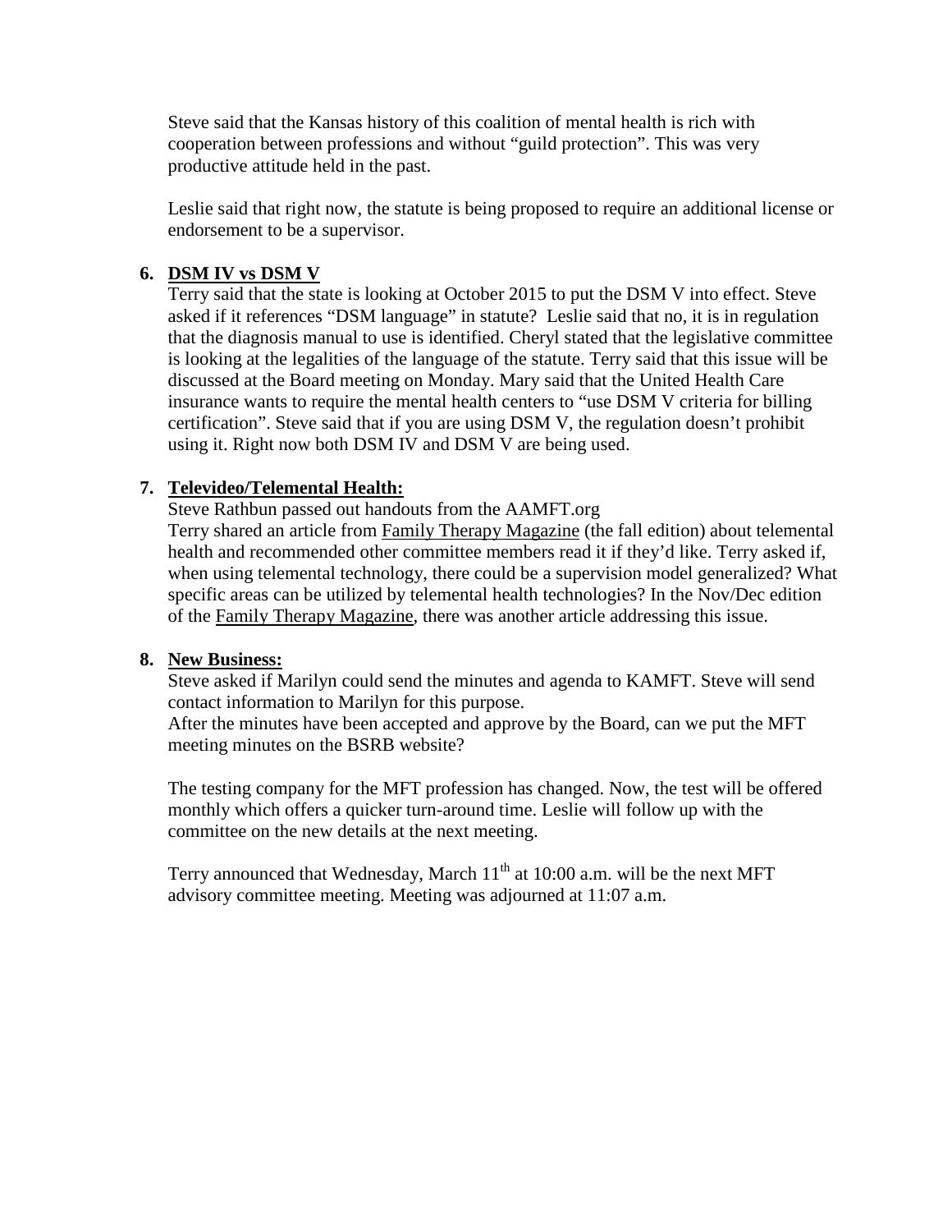Steve said that the Kansas history of this coalition of mental health is rich with cooperation between professions and without "guild protection". This was very productive attitude held in the past.

Leslie said that right now, the statute is being proposed to require an additional license or endorsement to be a supervisor.

6. **DSM IV vs DSM V**

Terry said that the state is looking at October 2015 to put the DSM V into effect. Steve asked if it references "DSM language" in statute? Leslie said that no, it is in regulation that the diagnosis manual to use is identified. Cheryl stated that the legislative committee is looking at the legalities of the language of the statute. Terry said that this issue will be discussed at the Board meeting on Monday. Mary said that the United Health Care insurance wants to require the mental health centers to "use DSM V criteria for billing certification". Steve said that if you are using DSM V, the regulation doesn't prohibit using it. Right now both DSM IV and DSM V are being used.

7. **Televideo/Telemental Health:**

Steve Rathbun passed out handouts from the AAMFT.org

Terry shared an article from Family Therapy Magazine (the fall edition) about telemental health and recommended other committee members read it if they'd like. Terry asked if, when using telemental technology, there could be a supervision model generalized? What specific areas can be utilized by telemental health technologies? In the Nov/Dec edition of the Family Therapy Magazine, there was another article addressing this issue.

8. **New Business:**

Steve asked if Marilyn could send the minutes and agenda to KAMFT. Steve will send contact information to Marilyn for this purpose.

After the minutes have been accepted and approve by the Board, can we put the MFT meeting minutes on the BSRB website?

The testing company for the MFT profession has changed. Now, the test will be offered monthly which offers a quicker turn-around time. Leslie will follow up with the committee on the new details at the next meeting.

Terry announced that Wednesday, March 11th at 10:00 a.m. will be the next MFT advisory committee meeting. Meeting was adjourned at 11:07 a.m.